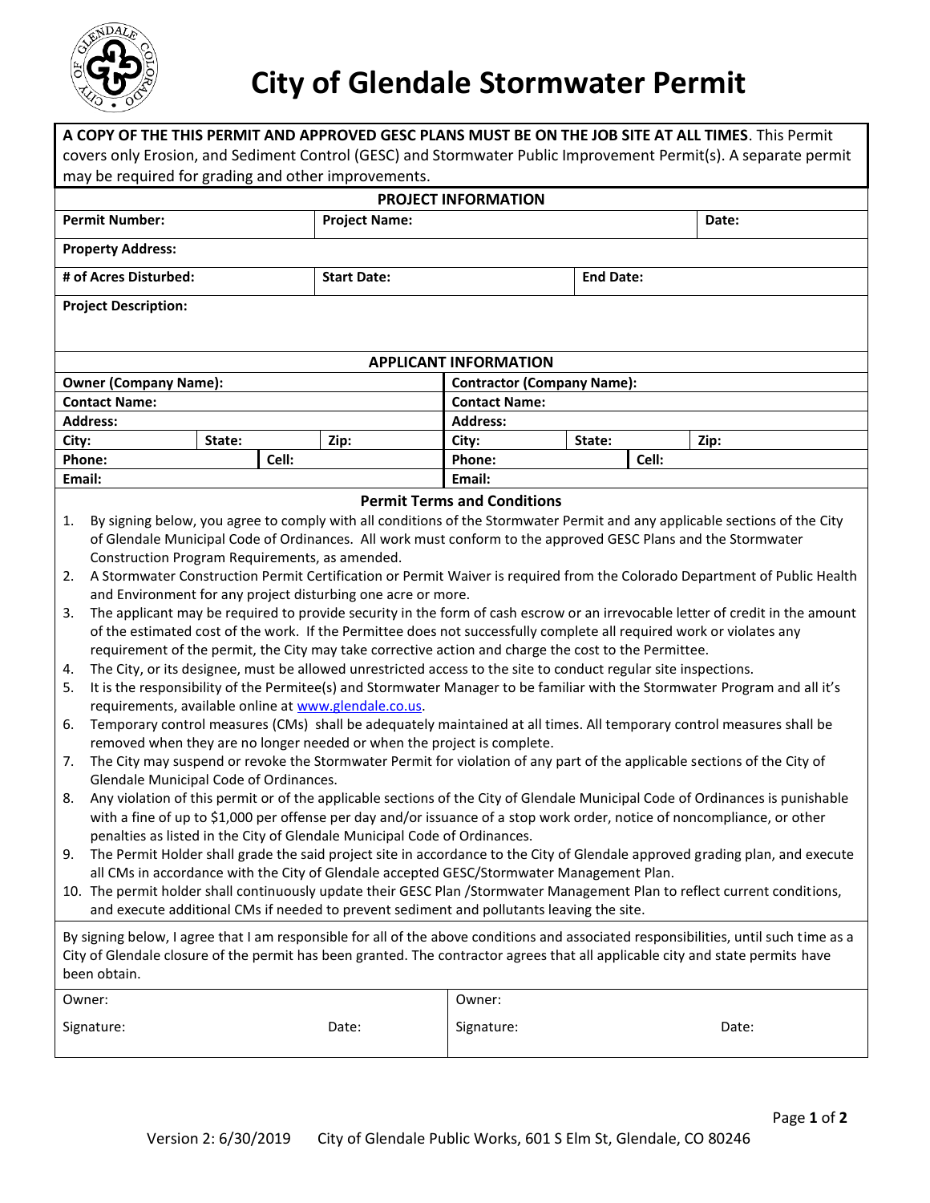# City of Glendale Stormwater Permit

**A COPY OF THE THIS PERMIT AND APPROVED GESC PLANS MUST BE ON THE JOB SITE AT ALL TIMES**. This Permit covers only Erosion, and Sediment Control (GESC) and Stormwater Public Improvement Permit(s). A separate permit may be required for grading and other improvements.

## PROJECT INFORMATION

| **Permit Number:** | **Project Name:** | | **Date:** |
|---|---|---|---|
| **Property Address:** | | | |
| **# of Acres Disturbed:** | **Start Date:** | **End Date:** | |
| **Project Description:** | | | |

## APPLICANT INFORMATION

| **Owner (Company Name):** | | | | **Contractor (Company Name):** | | | |
|---|---|---|---|---|---|---|---|
| **Contact Name:** | | | | **Contact Name:** | | | |
| **Address:** | | | | **Address:** | | | |
| **City:** | **State:** | | **Zip:** | **City:** | **State:** | | **Zip:** |
| **Phone:** | | **Cell:** | | **Phone:** | | **Cell:** | |
| **Email:** | | | | **Email:** | | | |

## Permit Terms and Conditions

1. By signing below, you agree to comply with all conditions of the Stormwater Permit and any applicable sections of the City of Glendale Municipal Code of Ordinances. All work must conform to the approved GESC Plans and the Stormwater Construction Program Requirements, as amended.
2. A Stormwater Construction Permit Certification or Permit Waiver is required from the Colorado Department of Public Health and Environment for any project disturbing one acre or more.
3. The applicant may be required to provide security in the form of cash escrow or an irrevocable letter of credit in the amount of the estimated cost of the work. If the Permittee does not successfully complete all required work or violates any requirement of the permit, the City may take corrective action and charge the cost to the Permittee.
4. The City, or its designee, must be allowed unrestricted access to the site to conduct regular site inspections.
5. It is the responsibility of the Permitee(s) and Stormwater Manager to be familiar with the Stormwater Program and all it's requirements, available online at www.glendale.co.us.
6. Temporary control measures (CMs) shall be adequately maintained at all times. All temporary control measures shall be removed when they are no longer needed or when the project is complete.
7. The City may suspend or revoke the Stormwater Permit for violation of any part of the applicable sections of the City of Glendale Municipal Code of Ordinances.
8. Any violation of this permit or of the applicable sections of the City of Glendale Municipal Code of Ordinances is punishable with a fine of up to $1,000 per offense per day and/or issuance of a stop work order, notice of noncompliance, or other penalties as listed in the City of Glendale Municipal Code of Ordinances.
9. The Permit Holder shall grade the said project site in accordance to the City of Glendale approved grading plan, and execute all CMs in accordance with the City of Glendale accepted GESC/Stormwater Management Plan.
10. The permit holder shall continuously update their GESC Plan /Stormwater Management Plan to reflect current conditions, and execute additional CMs if needed to prevent sediment and pollutants leaving the site.

By signing below, I agree that I am responsible for all of the above conditions and associated responsibilities, until such time as a City of Glendale closure of the permit has been granted. The contractor agrees that all applicable city and state permits have been obtain.

| Owner: | | Owner: | |
|---|---|---|---|
| Signature: | Date: | Signature: | Date: |

Version 2: 6/30/2019 City of Glendale Public Works, 601 S Elm St, Glendale, CO 80246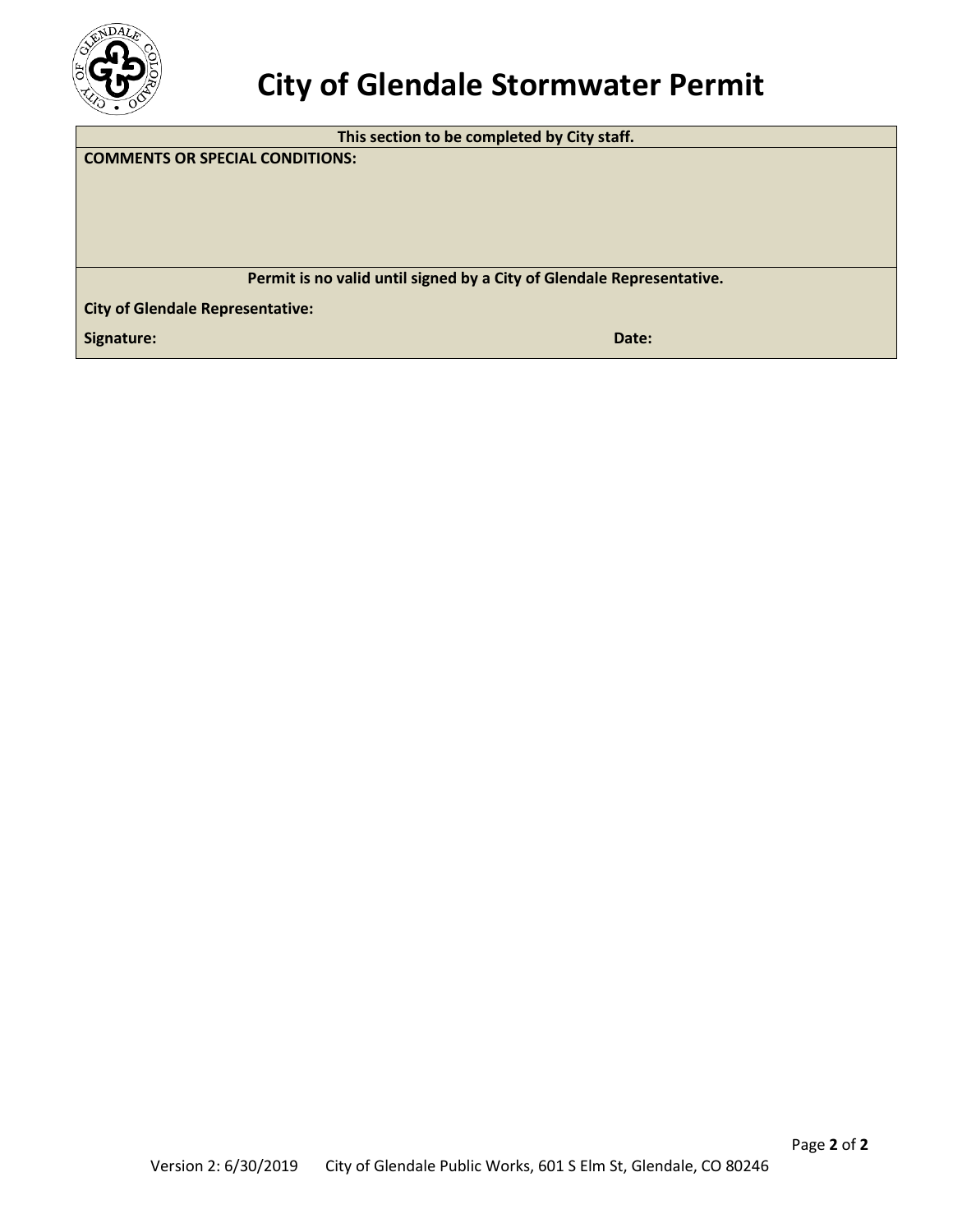# City of Glendale Stormwater Permit

| This section to be completed by City staff. | |
|---|---|
| **COMMENTS OR SPECIAL CONDITIONS:** | |
| **Permit is no valid until signed by a City of Glendale Representative.** | |
| **City of Glendale Representative:** | |
| **Signature:** | **Date:** |

Version 2: 6/30/2019 City of Glendale Public Works, 601 S Elm St, Glendale, CO 80246